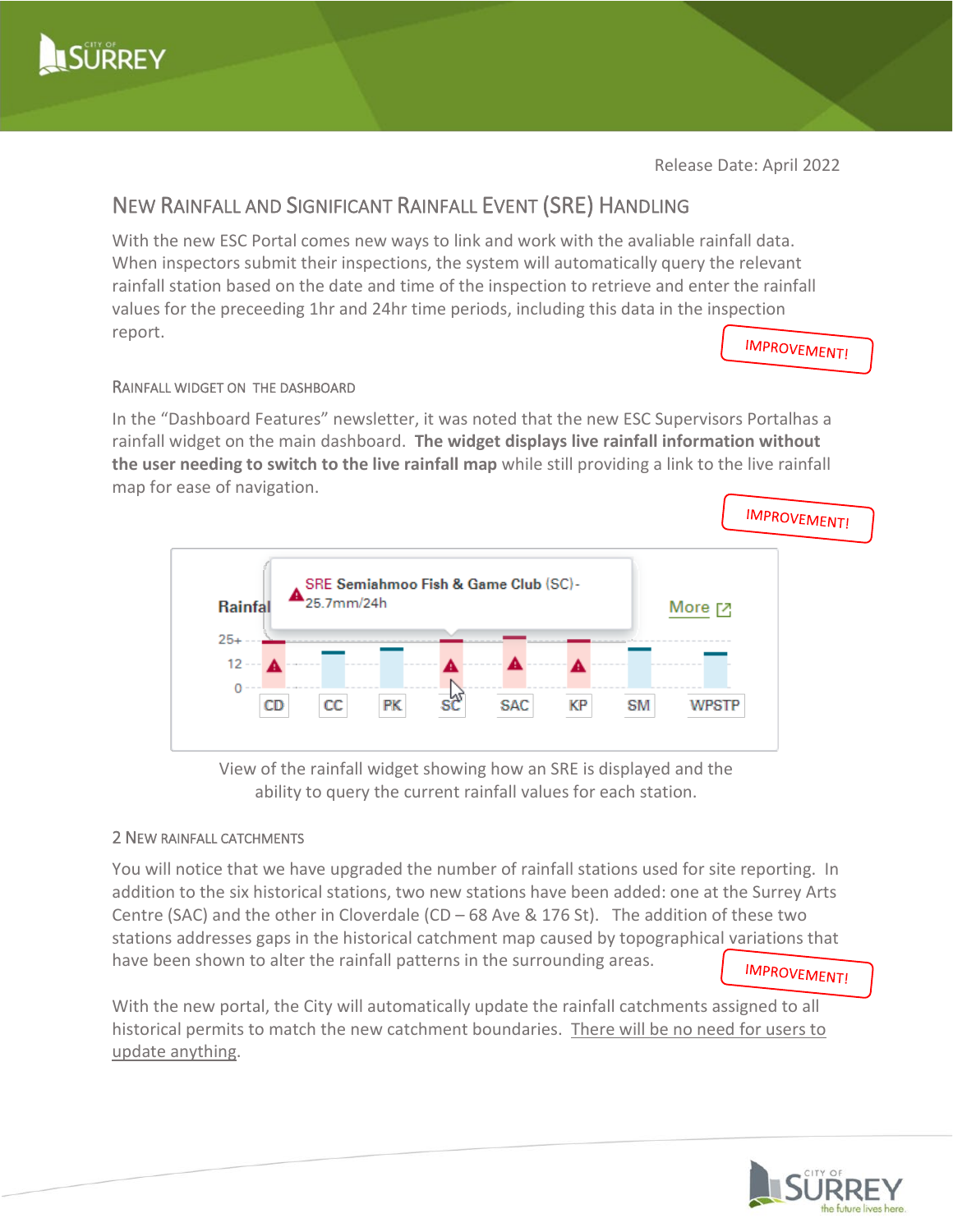Release Date: April 2022

## New Rainfall and Significant Rainfall Event (SRE) Handling

With the new ESC Portal comes new ways to link and work with the avaliable rainfall data. When inspectors submit their inspections, the system will automatically query the relevant rainfall station based on the date and time of the inspection to retrieve and enter the rainfall values for the preceeding 1hr and 24hr time periods, including this data in the inspection report.

IMPROVEMENT!

### Rainfall Widget on the Dashboard

In the “Dashboard Features” newsletter, it was noted that the new ESC Supervisors Portalhas a rainfall widget on the main dashboard. **The widget displays live rainfall information without the user needing to switch to the live rainfall map** while still providing a link to the live rainfall map for ease of navigation.

IMPROVEMENT!

View of the rainfall widget showing how an SRE is displayed and the ability to query the current rainfall values for each station.

### 2 New Rainfall Catchments

You will notice that we have upgraded the number of rainfall stations used for site reporting. In addition to the six historical stations, two new stations have been added: one at the Surrey Arts Centre (SAC) and the other in Cloverdale (CD – 68 Ave & 176 St). The addition of these two stations addresses gaps in the historical catchment map caused by topographical variations that have been shown to alter the rainfall patterns in the surrounding areas.

IMPROVEMENT!

With the new portal, the City will automatically update the rainfall catchments assigned to all historical permits to match the new catchment boundaries. <u>There will be no need for users to update anything</u>.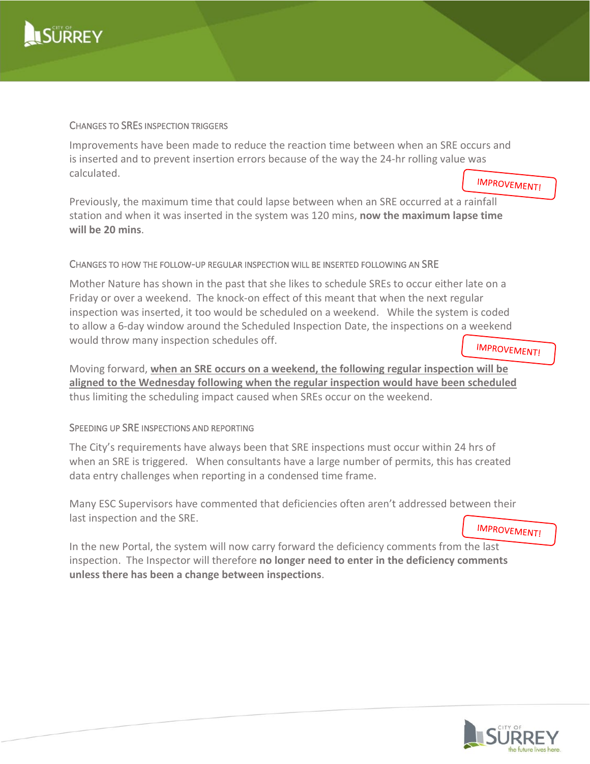## Changes to SREs Inspection Triggers

Improvements have been made to reduce the reaction time between when an SRE occurs and is inserted and to prevent insertion errors because of the way the 24-hr rolling value was calculated.

IMPROVEMENT!

Previously, the maximum time that could lapse between when an SRE occurred at a rainfall station and when it was inserted in the system was 120 mins, **now the maximum lapse time will be 20 mins**.

## Changes to How the Follow-up Regular Inspection Will Be Inserted Following an SRE

Mother Nature has shown in the past that she likes to schedule SREs to occur either late on a Friday or over a weekend. The knock-on effect of this meant that when the next regular inspection was inserted, it too would be scheduled on a weekend. While the system is coded to allow a 6-day window around the Scheduled Inspection Date, the inspections on a weekend would throw many inspection schedules off.

IMPROVEMENT!

Moving forward, **when an SRE occurs on a weekend, the following regular inspection will be aligned to the Wednesday following when the regular inspection would have been scheduled** thus limiting the scheduling impact caused when SREs occur on the weekend.

## Speeding Up SRE Inspections and Reporting

The City's requirements have always been that SRE inspections must occur within 24 hrs of when an SRE is triggered. When consultants have a large number of permits, this has created data entry challenges when reporting in a condensed time frame.

Many ESC Supervisors have commented that deficiencies often aren't addressed between their last inspection and the SRE.

IMPROVEMENT!

In the new Portal, the system will now carry forward the deficiency comments from the last inspection. The Inspector will therefore **no longer need to enter in the deficiency comments unless there has been a change between inspections**.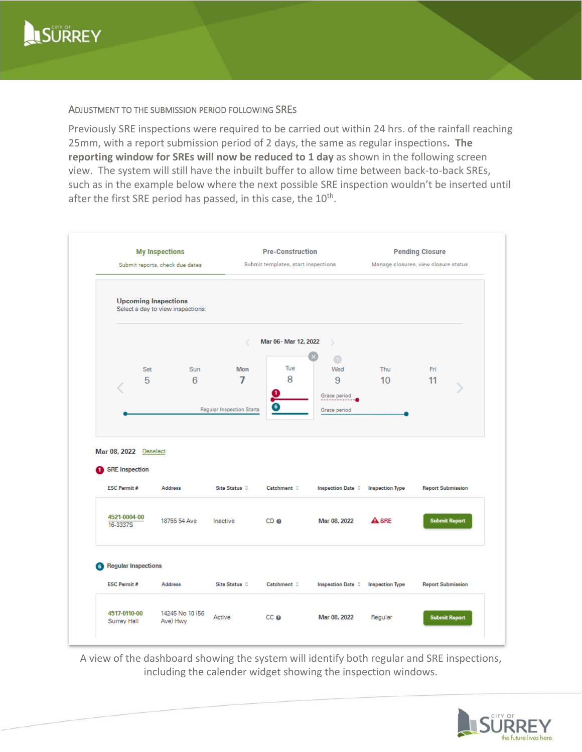### ADJUSTMENT TO THE SUBMISSION PERIOD FOLLOWING SREs

Previously SRE inspections were required to be carried out within 24 hrs. of the rainfall reaching 25mm, with a report submission period of 2 days, the same as regular inspections. **The reporting window for SREs will now be reduced to 1 day** as shown in the following screen view. The system will still have the inbuilt buffer to allow time between back-to-back SREs, such as in the example below where the next possible SRE inspection wouldn't be inserted until after the first SRE period has passed, in this case, the 10th.

My Inspections
Submit reports, check due dates

Pre-Construction
Submit templates, start inspections

Pending Closure
Manage closures, view closure status

Upcoming Inspections
Select a day to view inspections:

Mar 06 - Mar 12, 2022

Sat 5
Sun 6
Mon 7
Tue 8
Wed 9
Thu 10
Fri 11

Regular Inspection Starts
Grace period
Grace period

Mar 08, 2022 Deselect

1 SRE Inspection

| ESC Permit # | Address | Site Status | Catchment | Inspection Date | Inspection Type | Report Submission |
|---|---|---|---|---|---|---|
| 4521-0004-00 16-3337S | 18755 54 Ave | Inactive | CD | Mar 08, 2022 | SRE | Submit Report |

6 Regular Inspections

| ESC Permit # | Address | Site Status | Catchment | Inspection Date | Inspection Type | Report Submission |
|---|---|---|---|---|---|---|
| 4517-0110-00 Surrey Hall | 14245 No 10 (56 Ave) Hwy | Active | CC | Mar 08, 2022 | Regular | Submit Report |

A view of the dashboard showing the system will identify both regular and SRE inspections, including the calender widget showing the inspection windows.